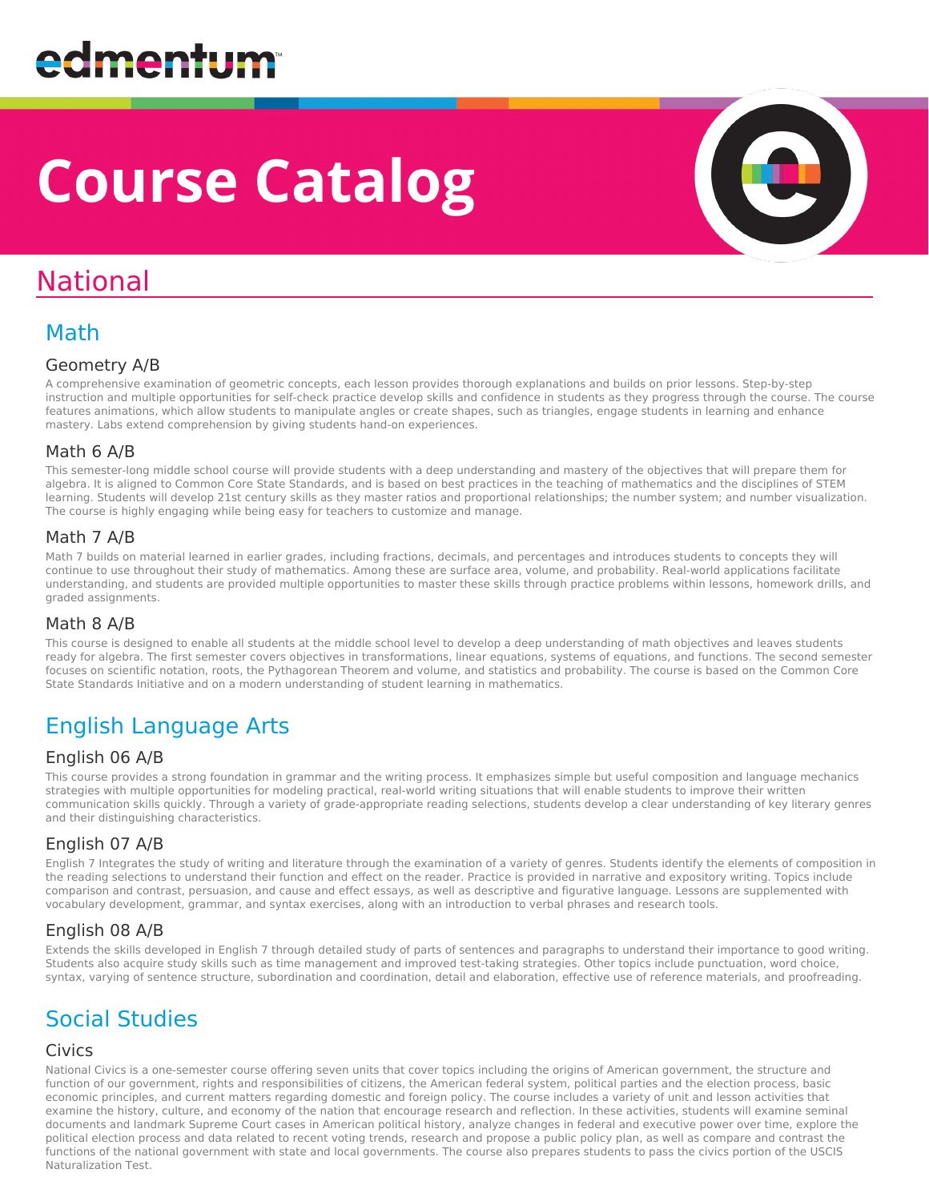edmentum

# Course Catalog

## National

### Math

#### Geometry A/B

A comprehensive examination of geometric concepts, each lesson provides thorough explanations and builds on prior lessons. Step-by-step instruction and multiple opportunities for self-check practice develop skills and confidence in students as they progress through the course. The course features animations, which allow students to manipulate angles or create shapes, such as triangles, engage students in learning and enhance mastery. Labs extend comprehension by giving students hand-on experiences.

#### Math 6 A/B

This semester-long middle school course will provide students with a deep understanding and mastery of the objectives that will prepare them for algebra. It is aligned to Common Core State Standards, and is based on best practices in the teaching of mathematics and the disciplines of STEM learning. Students will develop 21st century skills as they master ratios and proportional relationships; the number system; and number visualization. The course is highly engaging while being easy for teachers to customize and manage.

#### Math 7 A/B

Math 7 builds on material learned in earlier grades, including fractions, decimals, and percentages and introduces students to concepts they will continue to use throughout their study of mathematics. Among these are surface area, volume, and probability. Real-world applications facilitate understanding, and students are provided multiple opportunities to master these skills through practice problems within lessons, homework drills, and graded assignments.

#### Math 8 A/B

This course is designed to enable all students at the middle school level to develop a deep understanding of math objectives and leaves students ready for algebra. The first semester covers objectives in transformations, linear equations, systems of equations, and functions. The second semester focuses on scientific notation, roots, the Pythagorean Theorem and volume, and statistics and probability. The course is based on the Common Core State Standards Initiative and on a modern understanding of student learning in mathematics.

### English Language Arts

#### English 06 A/B

This course provides a strong foundation in grammar and the writing process. It emphasizes simple but useful composition and language mechanics strategies with multiple opportunities for modeling practical, real-world writing situations that will enable students to improve their written communication skills quickly. Through a variety of grade-appropriate reading selections, students develop a clear understanding of key literary genres and their distinguishing characteristics.

#### English 07 A/B

English 7 Integrates the study of writing and literature through the examination of a variety of genres. Students identify the elements of composition in the reading selections to understand their function and effect on the reader. Practice is provided in narrative and expository writing. Topics include comparison and contrast, persuasion, and cause and effect essays, as well as descriptive and figurative language. Lessons are supplemented with vocabulary development, grammar, and syntax exercises, along with an introduction to verbal phrases and research tools.

#### English 08 A/B

Extends the skills developed in English 7 through detailed study of parts of sentences and paragraphs to understand their importance to good writing. Students also acquire study skills such as time management and improved test-taking strategies. Other topics include punctuation, word choice, syntax, varying of sentence structure, subordination and coordination, detail and elaboration, effective use of reference materials, and proofreading.

### Social Studies

#### Civics

National Civics is a one-semester course offering seven units that cover topics including the origins of American government, the structure and function of our government, rights and responsibilities of citizens, the American federal system, political parties and the election process, basic economic principles, and current matters regarding domestic and foreign policy. The course includes a variety of unit and lesson activities that examine the history, culture, and economy of the nation that encourage research and reflection. In these activities, students will examine seminal documents and landmark Supreme Court cases in American political history, analyze changes in federal and executive power over time, explore the political election process and data related to recent voting trends, research and propose a public policy plan, as well as compare and contrast the functions of the national government with state and local governments. The course also prepares students to pass the civics portion of the USCIS Naturalization Test.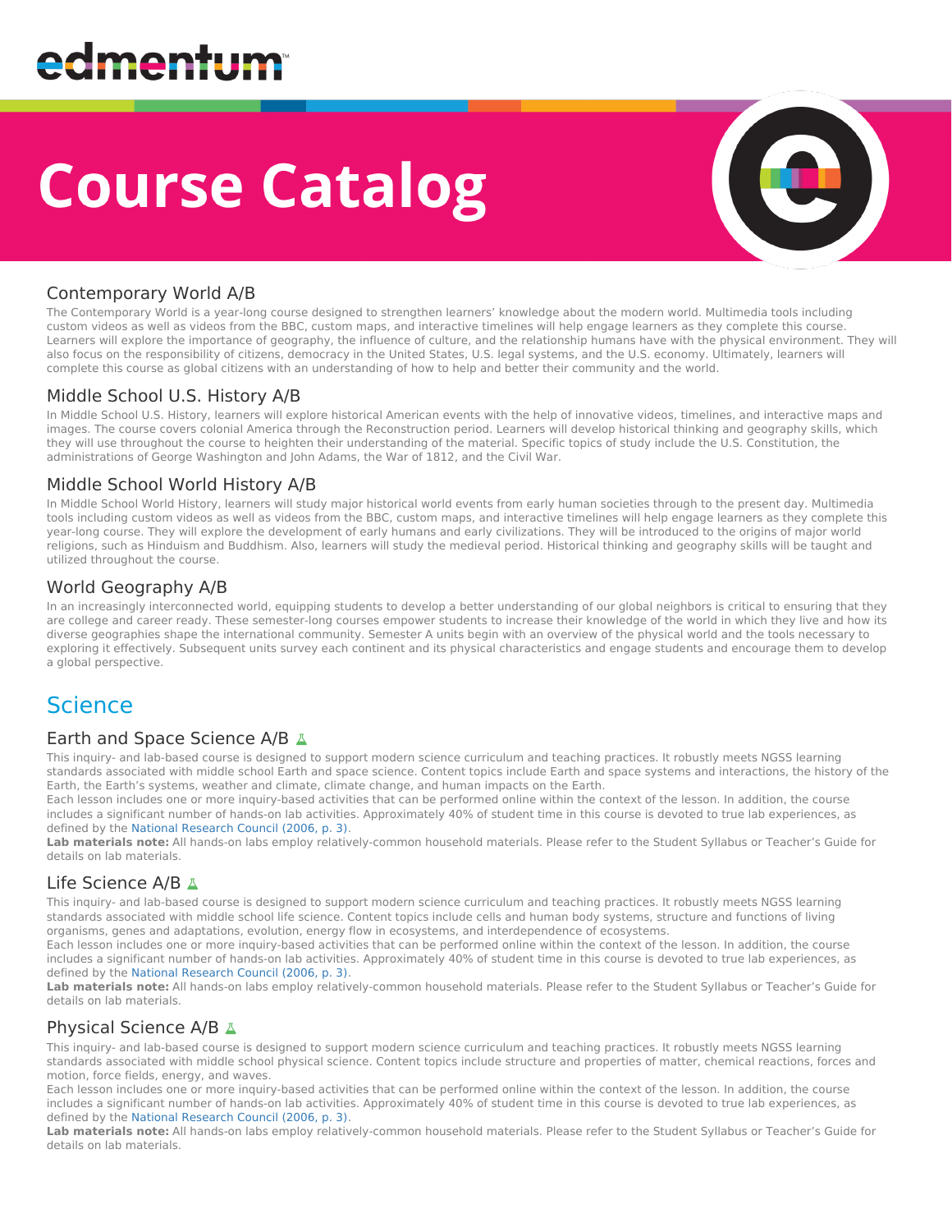# Course Catalog

## Contemporary World A/B

The Contemporary World is a year-long course designed to strengthen learners' knowledge about the modern world. Multimedia tools including custom videos as well as videos from the BBC, custom maps, and interactive timelines will help engage learners as they complete this course. Learners will explore the importance of geography, the influence of culture, and the relationship humans have with the physical environment. They will also focus on the responsibility of citizens, democracy in the United States, U.S. legal systems, and the U.S. economy. Ultimately, learners will complete this course as global citizens with an understanding of how to help and better their community and the world.

## Middle School U.S. History A/B

In Middle School U.S. History, learners will explore historical American events with the help of innovative videos, timelines, and interactive maps and images. The course covers colonial America through the Reconstruction period. Learners will develop historical thinking and geography skills, which they will use throughout the course to heighten their understanding of the material. Specific topics of study include the U.S. Constitution, the administrations of George Washington and John Adams, the War of 1812, and the Civil War.

## Middle School World History A/B

In Middle School World History, learners will study major historical world events from early human societies through to the present day. Multimedia tools including custom videos as well as videos from the BBC, custom maps, and interactive timelines will help engage learners as they complete this year-long course. They will explore the development of early humans and early civilizations. They will be introduced to the origins of major world religions, such as Hinduism and Buddhism. Also, learners will study the medieval period. Historical thinking and geography skills will be taught and utilized throughout the course.

## World Geography A/B

In an increasingly interconnected world, equipping students to develop a better understanding of our global neighbors is critical to ensuring that they are college and career ready. These semester-long courses empower students to increase their knowledge of the world in which they live and how its diverse geographies shape the international community. Semester A units begin with an overview of the physical world and the tools necessary to exploring it effectively. Subsequent units survey each continent and its physical characteristics and engage students and encourage them to develop a global perspective.

# Science

## Earth and Space Science A/B

This inquiry- and lab-based course is designed to support modern science curriculum and teaching practices. It robustly meets NGSS learning standards associated with middle school Earth and space science. Content topics include Earth and space systems and interactions, the history of the Earth, the Earth's systems, weather and climate, climate change, and human impacts on the Earth.

Each lesson includes one or more inquiry-based activities that can be performed online within the context of the lesson. In addition, the course includes a significant number of hands-on lab activities. Approximately 40% of student time in this course is devoted to true lab experiences, as defined by the National Research Council (2006, p. 3).

**Lab materials note:** All hands-on labs employ relatively-common household materials. Please refer to the Student Syllabus or Teacher's Guide for details on lab materials.

## Life Science A/B

This inquiry- and lab-based course is designed to support modern science curriculum and teaching practices. It robustly meets NGSS learning standards associated with middle school life science. Content topics include cells and human body systems, structure and functions of living organisms, genes and adaptations, evolution, energy flow in ecosystems, and interdependence of ecosystems.

Each lesson includes one or more inquiry-based activities that can be performed online within the context of the lesson. In addition, the course includes a significant number of hands-on lab activities. Approximately 40% of student time in this course is devoted to true lab experiences, as defined by the National Research Council (2006, p. 3).

**Lab materials note:** All hands-on labs employ relatively-common household materials. Please refer to the Student Syllabus or Teacher's Guide for details on lab materials.

## Physical Science A/B

This inquiry- and lab-based course is designed to support modern science curriculum and teaching practices. It robustly meets NGSS learning standards associated with middle school physical science. Content topics include structure and properties of matter, chemical reactions, forces and motion, force fields, energy, and waves.

Each lesson includes one or more inquiry-based activities that can be performed online within the context of the lesson. In addition, the course includes a significant number of hands-on lab activities. Approximately 40% of student time in this course is devoted to true lab experiences, as defined by the National Research Council (2006, p. 3).

**Lab materials note:** All hands-on labs employ relatively-common household materials. Please refer to the Student Syllabus or Teacher's Guide for details on lab materials.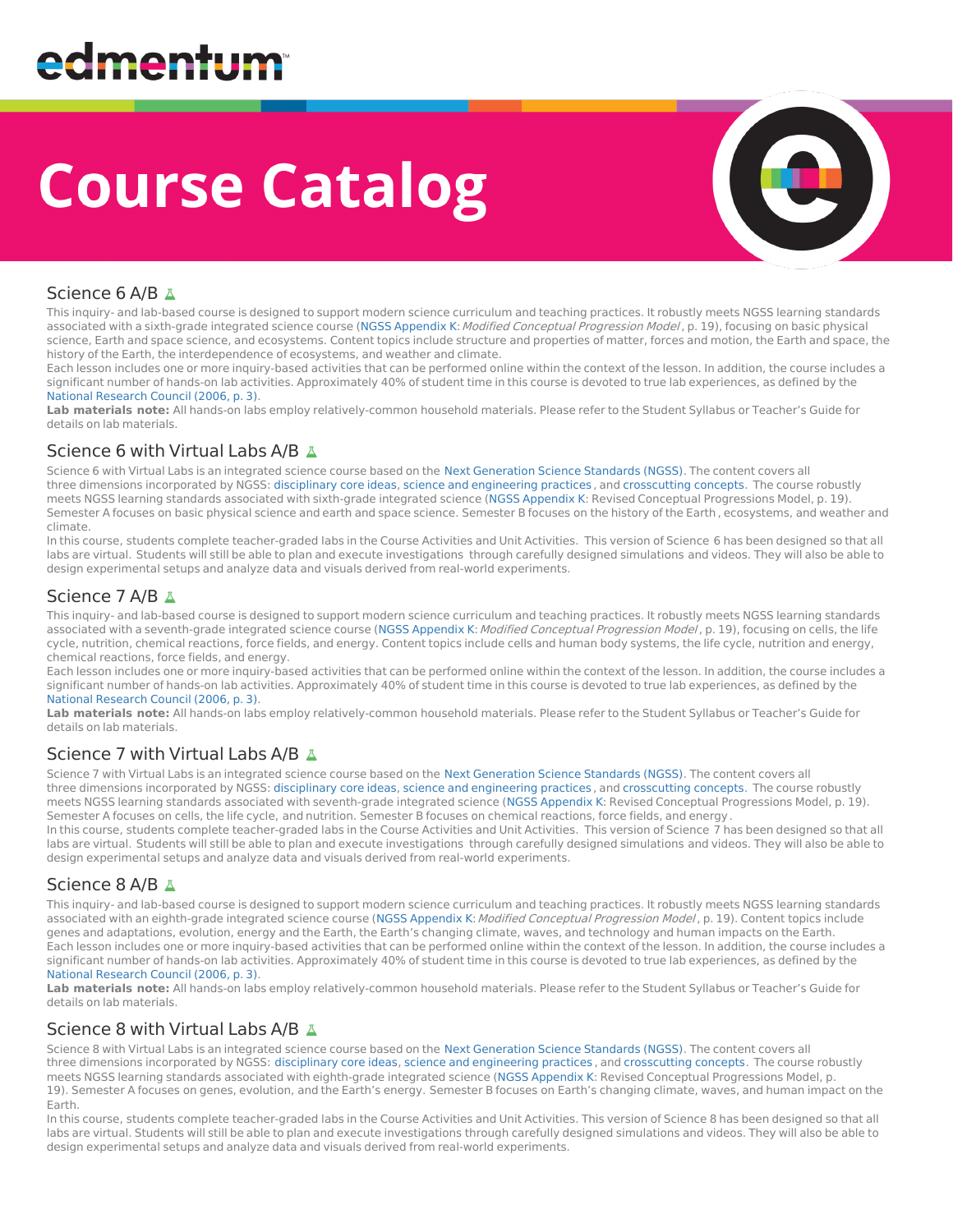# Course Catalog

## Science 6 A/B

This inquiry- and lab-based course is designed to support modern science curriculum and teaching practices. It robustly meets NGSS learning standards associated with a sixth-grade integrated science course (NGSS Appendix K: *Modified Conceptual Progression Model*, p. 19), focusing on basic physical science, Earth and space science, and ecosystems. Content topics include structure and properties of matter, forces and motion, the Earth and space, the history of the Earth, the interdependence of ecosystems, and weather and climate.

Each lesson includes one or more inquiry-based activities that can be performed online within the context of the lesson. In addition, the course includes a significant number of hands-on lab activities. Approximately 40% of student time in this course is devoted to true lab experiences, as defined by the National Research Council (2006, p. 3).

**Lab materials note:** All hands-on labs employ relatively-common household materials. Please refer to the Student Syllabus or Teacher's Guide for details on lab materials.

## Science 6 with Virtual Labs A/B

Science 6 with Virtual Labs is an integrated science course based on the Next Generation Science Standards (NGSS). The content covers all three dimensions incorporated by NGSS: disciplinary core ideas, science and engineering practices, and crosscutting concepts. The course robustly meets NGSS learning standards associated with sixth-grade integrated science (NGSS Appendix K: Revised Conceptual Progressions Model, p. 19). Semester A focuses on basic physical science and earth and space science. Semester B focuses on the history of the Earth, ecosystems, and weather and climate.

In this course, students complete teacher-graded labs in the Course Activities and Unit Activities. This version of Science 6 has been designed so that all labs are virtual. Students will still be able to plan and execute investigations through carefully designed simulations and videos. They will also be able to design experimental setups and analyze data and visuals derived from real-world experiments.

## Science 7 A/B

This inquiry- and lab-based course is designed to support modern science curriculum and teaching practices. It robustly meets NGSS learning standards associated with a seventh-grade integrated science course (NGSS Appendix K: *Modified Conceptual Progression Model*, p. 19), focusing on cells, the life cycle, nutrition, chemical reactions, force fields, and energy. Content topics include cells and human body systems, the life cycle, nutrition and energy, chemical reactions, force fields, and energy.

Each lesson includes one or more inquiry-based activities that can be performed online within the context of the lesson. In addition, the course includes a significant number of hands-on lab activities. Approximately 40% of student time in this course is devoted to true lab experiences, as defined by the National Research Council (2006, p. 3).

**Lab materials note:** All hands-on labs employ relatively-common household materials. Please refer to the Student Syllabus or Teacher's Guide for details on lab materials.

## Science 7 with Virtual Labs A/B

Science 7 with Virtual Labs is an integrated science course based on the Next Generation Science Standards (NGSS). The content covers all three dimensions incorporated by NGSS: disciplinary core ideas, science and engineering practices, and crosscutting concepts. The course robustly meets NGSS learning standards associated with seventh-grade integrated science (NGSS Appendix K: Revised Conceptual Progressions Model, p. 19). Semester A focuses on cells, the life cycle, and nutrition. Semester B focuses on chemical reactions, force fields, and energy.

In this course, students complete teacher-graded labs in the Course Activities and Unit Activities. This version of Science 7 has been designed so that all labs are virtual. Students will still be able to plan and execute investigations through carefully designed simulations and videos. They will also be able to design experimental setups and analyze data and visuals derived from real-world experiments.

## Science 8 A/B

This inquiry- and lab-based course is designed to support modern science curriculum and teaching practices. It robustly meets NGSS learning standards associated with an eighth-grade integrated science course (NGSS Appendix K: *Modified Conceptual Progression Model*, p. 19). Content topics include genes and adaptations, evolution, energy and the Earth, the Earth's changing climate, waves, and technology and human impacts on the Earth.

Each lesson includes one or more inquiry-based activities that can be performed online within the context of the lesson. In addition, the course includes a significant number of hands-on lab activities. Approximately 40% of student time in this course is devoted to true lab experiences, as defined by the National Research Council (2006, p. 3).

**Lab materials note:** All hands-on labs employ relatively-common household materials. Please refer to the Student Syllabus or Teacher's Guide for details on lab materials.

## Science 8 with Virtual Labs A/B

Science 8 with Virtual Labs is an integrated science course based on the Next Generation Science Standards (NGSS). The content covers all three dimensions incorporated by NGSS: disciplinary core ideas, science and engineering practices, and crosscutting concepts. The course robustly meets NGSS learning standards associated with eighth-grade integrated science (NGSS Appendix K: Revised Conceptual Progressions Model, p. 19). Semester A focuses on genes, evolution, and the Earth's energy. Semester B focuses on Earth's changing climate, waves, and human impact on the Earth.

In this course, students complete teacher-graded labs in the Course Activities and Unit Activities. This version of Science 8 has been designed so that all labs are virtual. Students will still be able to plan and execute investigations through carefully designed simulations and videos. They will also be able to design experimental setups and analyze data and visuals derived from real-world experiments.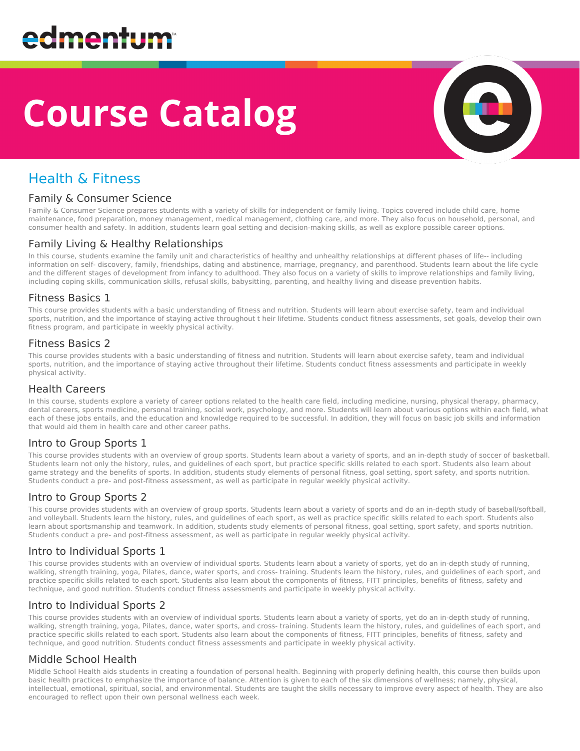# Course Catalog

## Health & Fitness

### Family & Consumer Science

Family & Consumer Science prepares students with a variety of skills for independent or family living. Topics covered include child care, home maintenance, food preparation, money management, medical management, clothing care, and more. They also focus on household, personal, and consumer health and safety. In addition, students learn goal setting and decision-making skills, as well as explore possible career options.

### Family Living & Healthy Relationships

In this course, students examine the family unit and characteristics of healthy and unhealthy relationships at different phases of life-- including information on self- discovery, family, friendships, dating and abstinence, marriage, pregnancy, and parenthood. Students learn about the life cycle and the different stages of development from infancy to adulthood. They also focus on a variety of skills to improve relationships and family living, including coping skills, communication skills, refusal skills, babysitting, parenting, and healthy living and disease prevention habits.

### Fitness Basics 1

This course provides students with a basic understanding of fitness and nutrition. Students will learn about exercise safety, team and individual sports, nutrition, and the importance of staying active throughout t heir lifetime. Students conduct fitness assessments, set goals, develop their own fitness program, and participate in weekly physical activity.

### Fitness Basics 2

This course provides students with a basic understanding of fitness and nutrition. Students will learn about exercise safety, team and individual sports, nutrition, and the importance of staying active throughout their lifetime. Students conduct fitness assessments and participate in weekly physical activity.

### Health Careers

In this course, students explore a variety of career options related to the health care field, including medicine, nursing, physical therapy, pharmacy, dental careers, sports medicine, personal training, social work, psychology, and more. Students will learn about various options within each field, what each of these jobs entails, and the education and knowledge required to be successful. In addition, they will focus on basic job skills and information that would aid them in health care and other career paths.

### Intro to Group Sports 1

This course provides students with an overview of group sports. Students learn about a variety of sports, and an in-depth study of soccer of basketball. Students learn not only the history, rules, and guidelines of each sport, but practice specific skills related to each sport. Students also learn about game strategy and the benefits of sports. In addition, students study elements of personal fitness, goal setting, sport safety, and sports nutrition. Students conduct a pre- and post-fitness assessment, as well as participate in regular weekly physical activity.

### Intro to Group Sports 2

This course provides students with an overview of group sports. Students learn about a variety of sports and do an in-depth study of baseball/softball, and volleyball. Students learn the history, rules, and guidelines of each sport, as well as practice specific skills related to each sport. Students also learn about sportsmanship and teamwork. In addition, students study elements of personal fitness, goal setting, sport safety, and sports nutrition. Students conduct a pre- and post-fitness assessment, as well as participate in regular weekly physical activity.

### Intro to Individual Sports 1

This course provides students with an overview of individual sports. Students learn about a variety of sports, yet do an in-depth study of running, walking, strength training, yoga, Pilates, dance, water sports, and cross- training. Students learn the history, rules, and guidelines of each sport, and practice specific skills related to each sport. Students also learn about the components of fitness, FITT principles, benefits of fitness, safety and technique, and good nutrition. Students conduct fitness assessments and participate in weekly physical activity.

### Intro to Individual Sports 2

This course provides students with an overview of individual sports. Students learn about a variety of sports, yet do an in-depth study of running, walking, strength training, yoga, Pilates, dance, water sports, and cross- training. Students learn the history, rules, and guidelines of each sport, and practice specific skills related to each sport. Students also learn about the components of fitness, FITT principles, benefits of fitness, safety and technique, and good nutrition. Students conduct fitness assessments and participate in weekly physical activity.

### Middle School Health

Middle School Health aids students in creating a foundation of personal health. Beginning with properly defining health, this course then builds upon basic health practices to emphasize the importance of balance. Attention is given to each of the six dimensions of wellness; namely, physical, intellectual, emotional, spiritual, social, and environmental. Students are taught the skills necessary to improve every aspect of health. They are also encouraged to reflect upon their own personal wellness each week.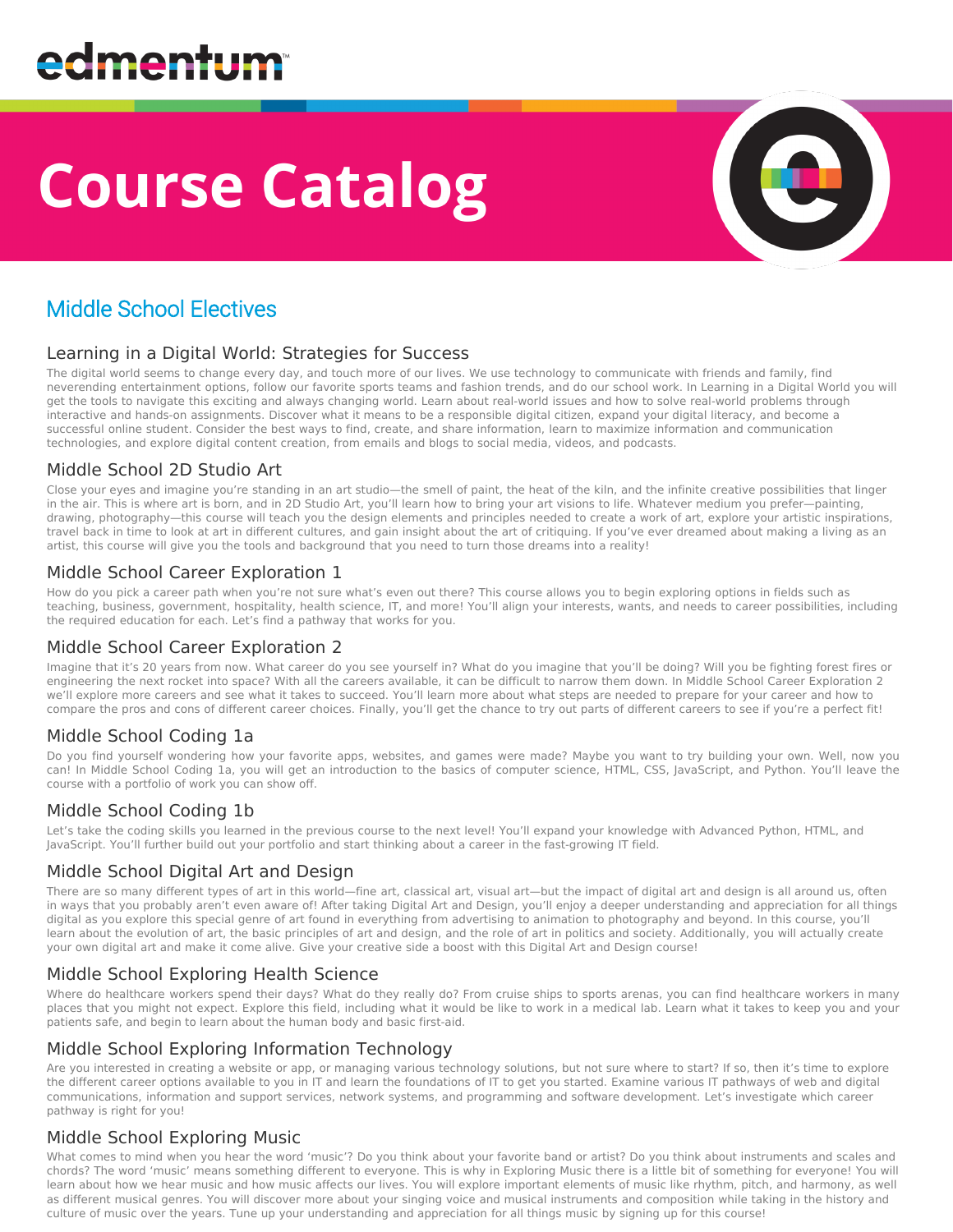edmentum

# Course Catalog

## Middle School Electives

### Learning in a Digital World: Strategies for Success

The digital world seems to change every day, and touch more of our lives. We use technology to communicate with friends and family, find neverending entertainment options, follow our favorite sports teams and fashion trends, and do our school work. In Learning in a Digital World you will get the tools to navigate this exciting and always changing world. Learn about real-world issues and how to solve real-world problems through interactive and hands-on assignments. Discover what it means to be a responsible digital citizen, expand your digital literacy, and become a successful online student. Consider the best ways to find, create, and share information, learn to maximize information and communication technologies, and explore digital content creation, from emails and blogs to social media, videos, and podcasts.

### Middle School 2D Studio Art

Close your eyes and imagine you're standing in an art studio—the smell of paint, the heat of the kiln, and the infinite creative possibilities that linger in the air. This is where art is born, and in 2D Studio Art, you'll learn how to bring your art visions to life. Whatever medium you prefer—painting, drawing, photography—this course will teach you the design elements and principles needed to create a work of art, explore your artistic inspirations, travel back in time to look at art in different cultures, and gain insight about the art of critiquing. If you've ever dreamed about making a living as an artist, this course will give you the tools and background that you need to turn those dreams into a reality!

### Middle School Career Exploration 1

How do you pick a career path when you're not sure what's even out there? This course allows you to begin exploring options in fields such as teaching, business, government, hospitality, health science, IT, and more! You'll align your interests, wants, and needs to career possibilities, including the required education for each. Let's find a pathway that works for you.

### Middle School Career Exploration 2

Imagine that it's 20 years from now. What career do you see yourself in? What do you imagine that you'll be doing? Will you be fighting forest fires or engineering the next rocket into space? With all the careers available, it can be difficult to narrow them down. In Middle School Career Exploration 2 we'll explore more careers and see what it takes to succeed. You'll learn more about what steps are needed to prepare for your career and how to compare the pros and cons of different career choices. Finally, you'll get the chance to try out parts of different careers to see if you're a perfect fit!

### Middle School Coding 1a

Do you find yourself wondering how your favorite apps, websites, and games were made? Maybe you want to try building your own. Well, now you can! In Middle School Coding 1a, you will get an introduction to the basics of computer science, HTML, CSS, JavaScript, and Python. You'll leave the course with a portfolio of work you can show off.

### Middle School Coding 1b

Let's take the coding skills you learned in the previous course to the next level! You'll expand your knowledge with Advanced Python, HTML, and JavaScript. You'll further build out your portfolio and start thinking about a career in the fast-growing IT field.

### Middle School Digital Art and Design

There are so many different types of art in this world—fine art, classical art, visual art—but the impact of digital art and design is all around us, often in ways that you probably aren't even aware of! After taking Digital Art and Design, you'll enjoy a deeper understanding and appreciation for all things digital as you explore this special genre of art found in everything from advertising to animation to photography and beyond. In this course, you'll learn about the evolution of art, the basic principles of art and design, and the role of art in politics and society. Additionally, you will actually create your own digital art and make it come alive. Give your creative side a boost with this Digital Art and Design course!

### Middle School Exploring Health Science

Where do healthcare workers spend their days? What do they really do? From cruise ships to sports arenas, you can find healthcare workers in many places that you might not expect. Explore this field, including what it would be like to work in a medical lab. Learn what it takes to keep you and your patients safe, and begin to learn about the human body and basic first-aid.

### Middle School Exploring Information Technology

Are you interested in creating a website or app, or managing various technology solutions, but not sure where to start? If so, then it's time to explore the different career options available to you in IT and learn the foundations of IT to get you started. Examine various IT pathways of web and digital communications, information and support services, network systems, and programming and software development. Let's investigate which career pathway is right for you!

### Middle School Exploring Music

What comes to mind when you hear the word 'music'? Do you think about your favorite band or artist? Do you think about instruments and scales and chords? The word 'music' means something different to everyone. This is why in Exploring Music there is a little bit of something for everyone! You will learn about how we hear music and how music affects our lives. You will explore important elements of music like rhythm, pitch, and harmony, as well as different musical genres. You will discover more about your singing voice and musical instruments and composition while taking in the history and culture of music over the years. Tune up your understanding and appreciation for all things music by signing up for this course!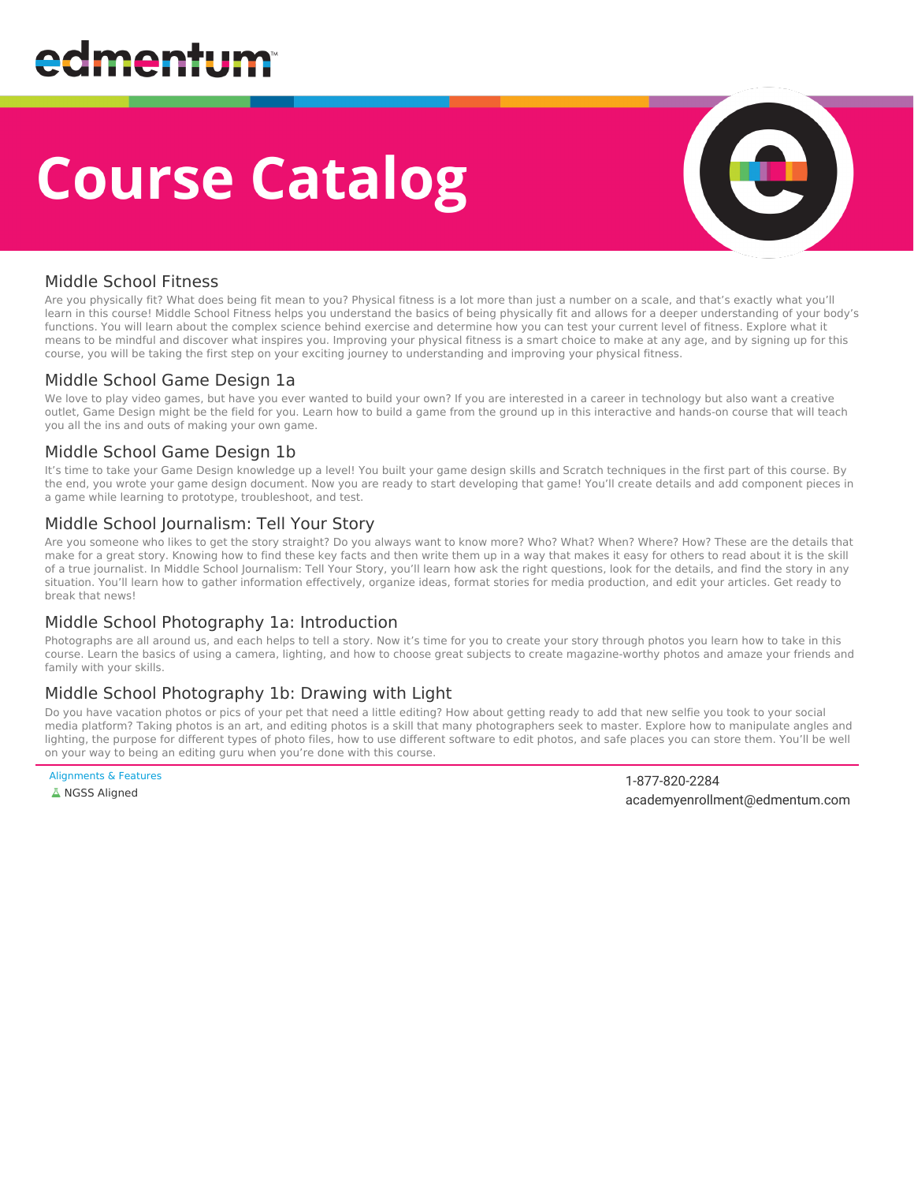## Middle School Fitness

Are you physically fit? What does being fit mean to you? Physical fitness is a lot more than just a number on a scale, and that's exactly what you'll learn in this course! Middle School Fitness helps you understand the basics of being physically fit and allows for a deeper understanding of your body's functions. You will learn about the complex science behind exercise and determine how you can test your current level of fitness. Explore what it means to be mindful and discover what inspires you. Improving your physical fitness is a smart choice to make at any age, and by signing up for this course, you will be taking the first step on your exciting journey to understanding and improving your physical fitness.

## Middle School Game Design 1a

We love to play video games, but have you ever wanted to build your own? If you are interested in a career in technology but also want a creative outlet, Game Design might be the field for you. Learn how to build a game from the ground up in this interactive and hands-on course that will teach you all the ins and outs of making your own game.

## Middle School Game Design 1b

It's time to take your Game Design knowledge up a level! You built your game design skills and Scratch techniques in the first part of this course. By the end, you wrote your game design document. Now you are ready to start developing that game! You'll create details and add component pieces in a game while learning to prototype, troubleshoot, and test.

## Middle School Journalism: Tell Your Story

Are you someone who likes to get the story straight? Do you always want to know more? Who? What? When? Where? How? These are the details that make for a great story. Knowing how to find these key facts and then write them up in a way that makes it easy for others to read about it is the skill of a true journalist. In Middle School Journalism: Tell Your Story, you'll learn how ask the right questions, look for the details, and find the story in any situation. You'll learn how to gather information effectively, organize ideas, format stories for media production, and edit your articles. Get ready to break that news!

## Middle School Photography 1a: Introduction

Photographs are all around us, and each helps to tell a story. Now it's time for you to create your story through photos you learn how to take in this course. Learn the basics of using a camera, lighting, and how to choose great subjects to create magazine-worthy photos and amaze your friends and family with your skills.

## Middle School Photography 1b: Drawing with Light

Do you have vacation photos or pics of your pet that need a little editing? How about getting ready to add that new selfie you took to your social media platform? Taking photos is an art, and editing photos is a skill that many photographers seek to master. Explore how to manipulate angles and lighting, the purpose for different types of photo files, how to use different software to edit photos, and safe places you can store them. You'll be well on your way to being an editing guru when you're done with this course.

Alignments & Features

NGSS Aligned

1-877-820-2284

academyenrollment@edmentum.com